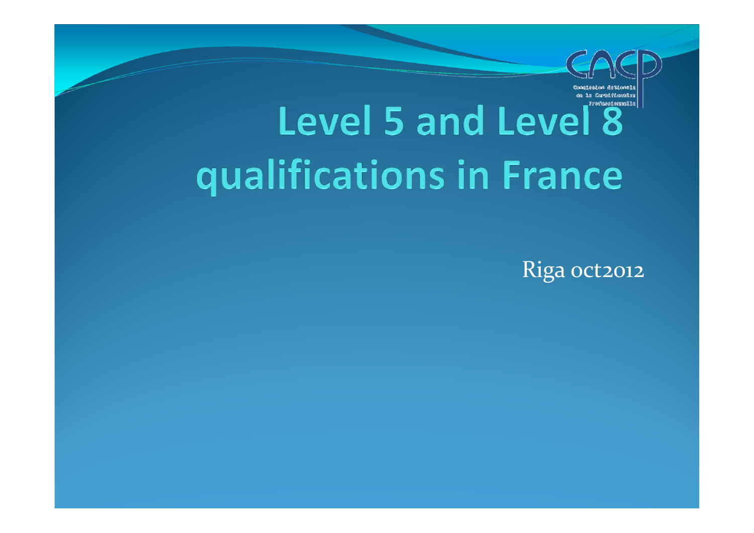# Level 5 and Level 8 qualifications in France

Riga oct2012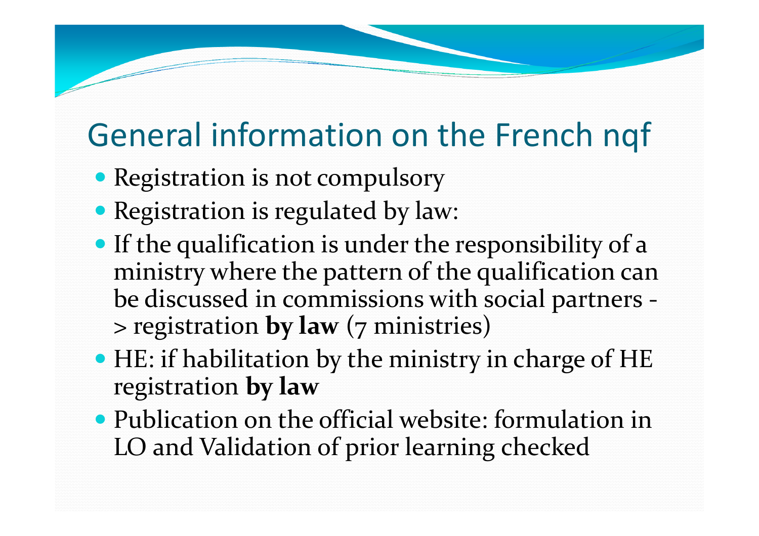# General information on the French nqf

- Registration is not compulsory
- Registration is regulated by law:
- If the qualification is under the responsibility of a ministry where the pattern of the qualification can be discussed in commissions with social partners -> registration **by law** (7 ministries)
- HE: if habilitation by the ministry in charge of HE registration **by law**
- Publication on the official website: formulation in LO and Validation of prior learning checked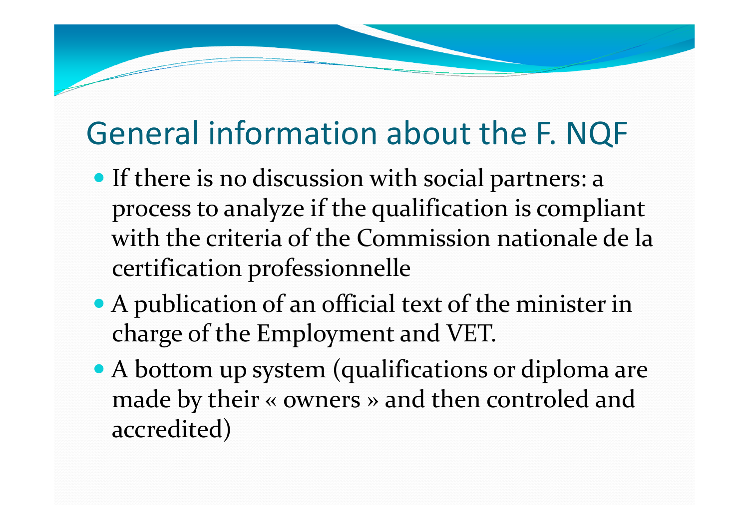## General information about the F. NQF

- If there is no discussion with social partners: a process to analyze if the qualification is compliant with the criteria of the Commission nationale de la certification professionnelle
- A publication of an official text of the minister in charge of the Employment and VET.
- A bottom up system (qualifications or diploma are made by their « owners » and then controled and accredited)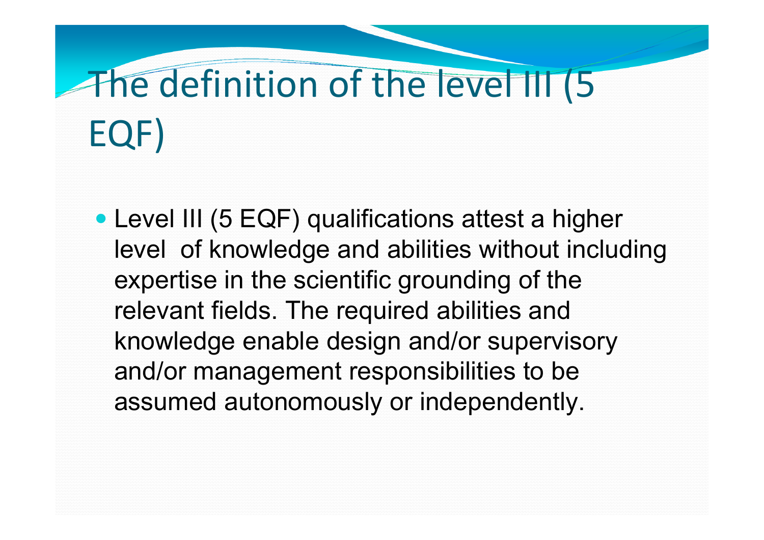# The definition of the level III (5 EQF)

- Level III (5 EQF) qualifications attest a higher level of knowledge and abilities without including expertise in the scientific grounding of the relevant fields. The required abilities and knowledge enable design and/or supervisory and/or management responsibilities to be assumed autonomously or independently.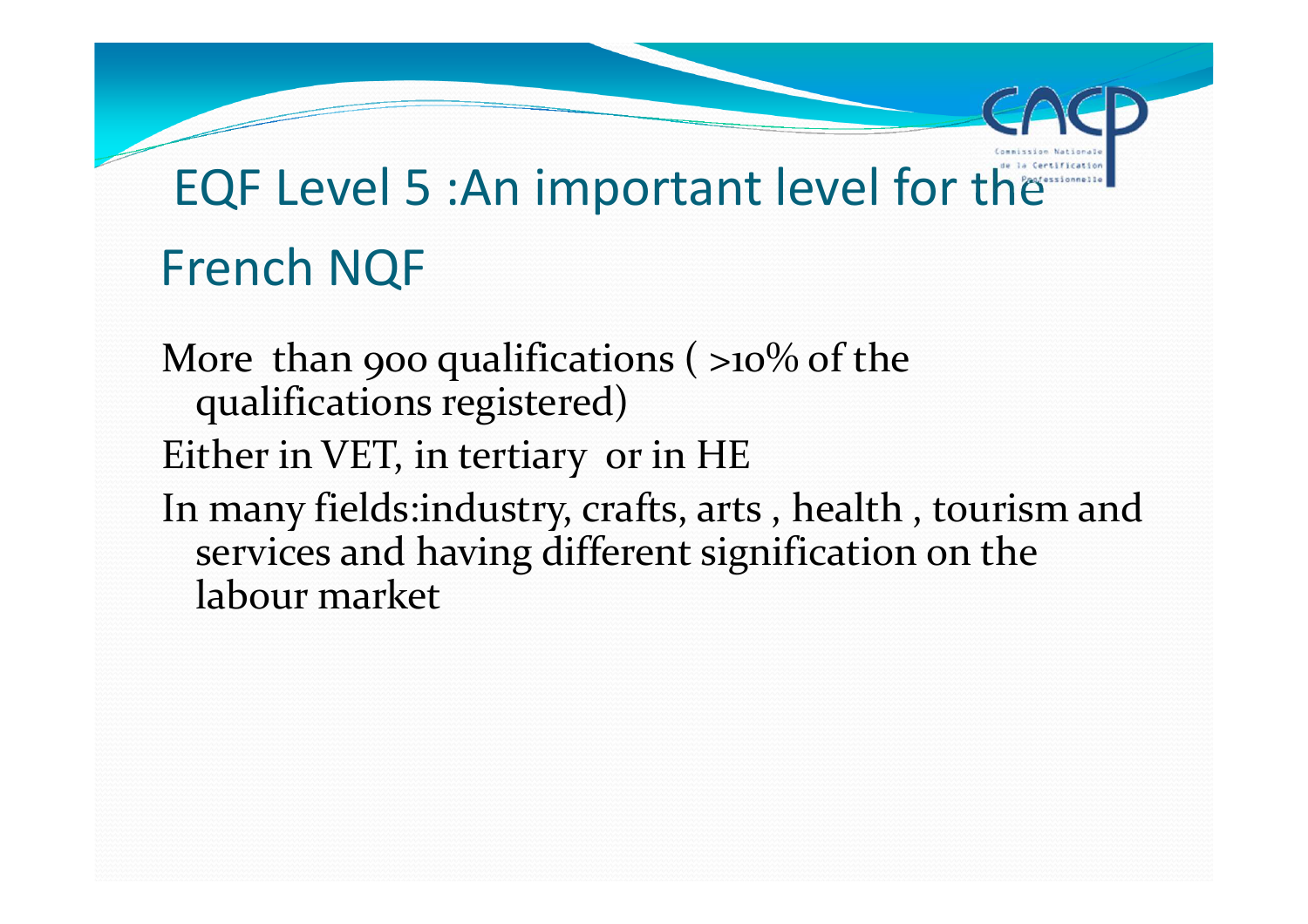# EQF Level 5 :An important level for the French NQF

More than 900 qualifications ( >10% of the qualifications registered)

Either in VET, in tertiary or in HE

In many fields:industry, crafts, arts , health , tourism and services and having different signification on the labour market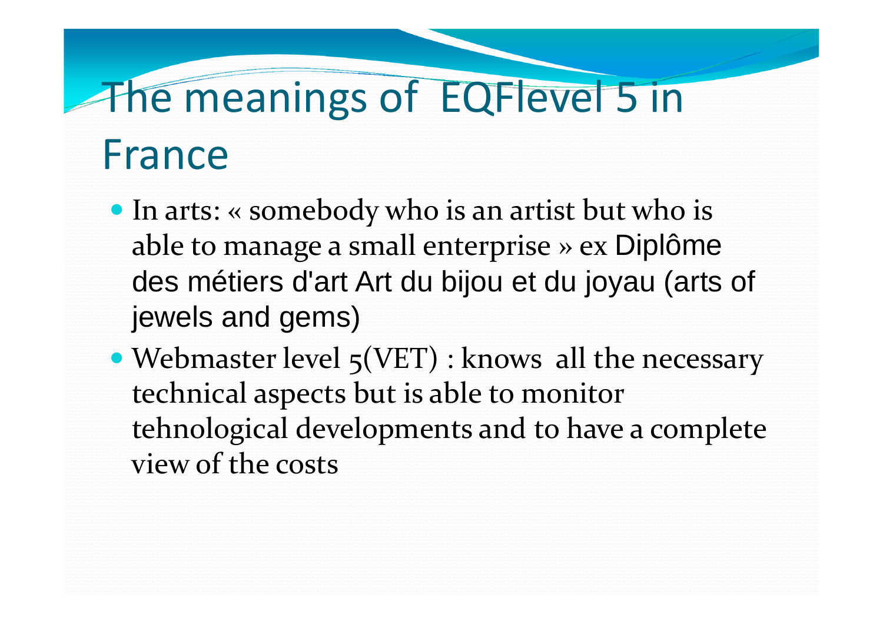# The meanings of EQFlevel 5 in France

- In arts: « somebody who is an artist but who is able to manage a small enterprise » ex Diplôme des métiers d'art Art du bijou et du joyau (arts of jewels and gems)
- Webmaster level 5(VET) : knows all the necessary technical aspects but is able to monitor tehnological developments and to have a complete view of the costs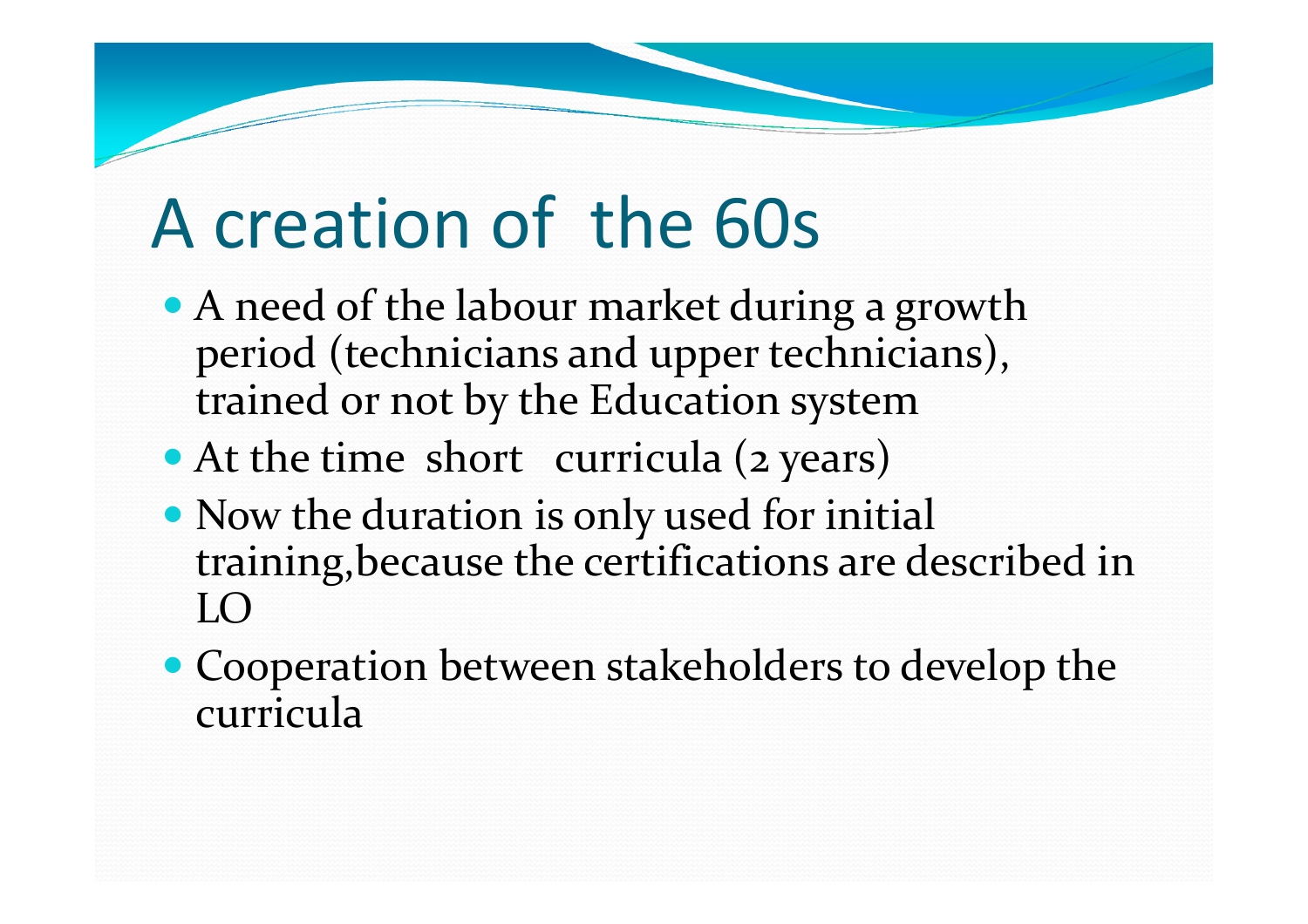# A creation of the 60s

- A need of the labour market during a growth period (technicians and upper technicians), trained or not by the Education system
- At the time short curricula (2 years)
- Now the duration is only used for initial training,because the certifications are described in LO
- Cooperation between stakeholders to develop the curricula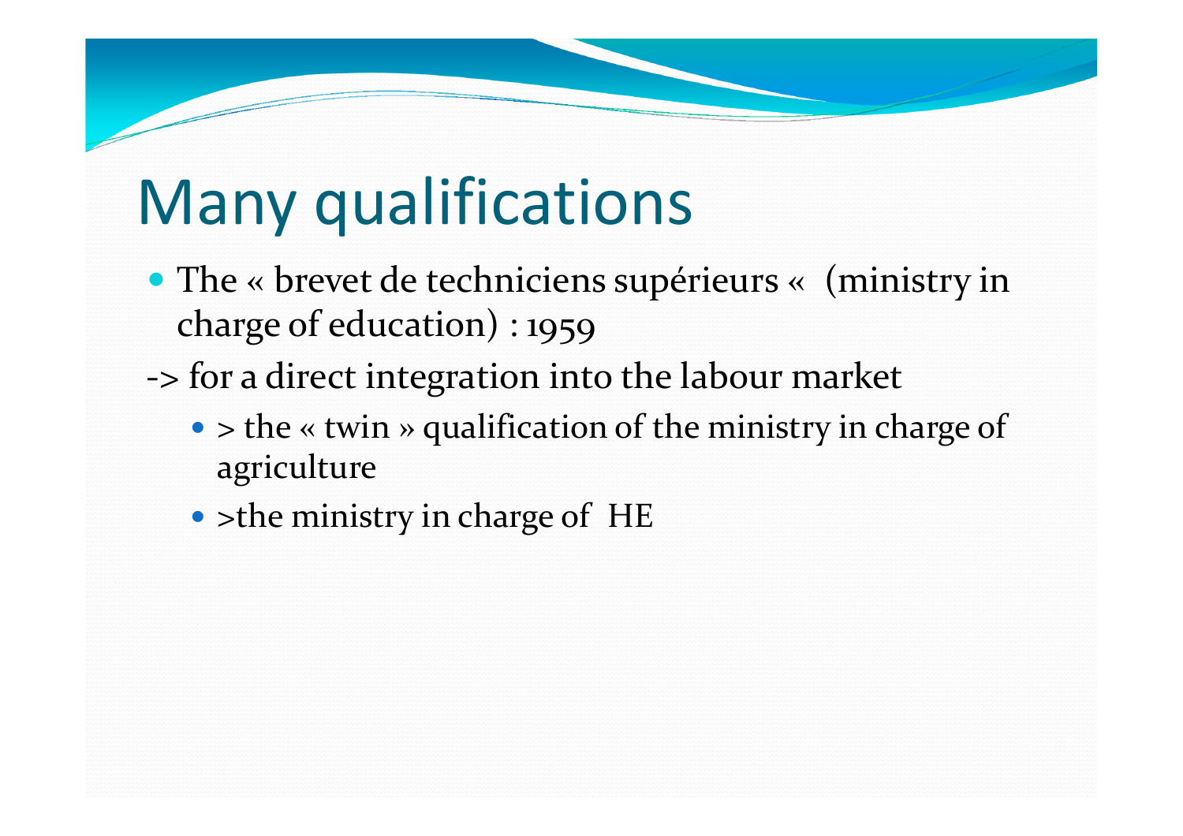# Many qualifications

- The « brevet de techniciens supérieurs «  (ministry in charge of education) : 1959

-> for a direct integration into the labour market

  - > the « twin » qualification of the ministry in charge of agriculture
  - >the ministry in charge of  HE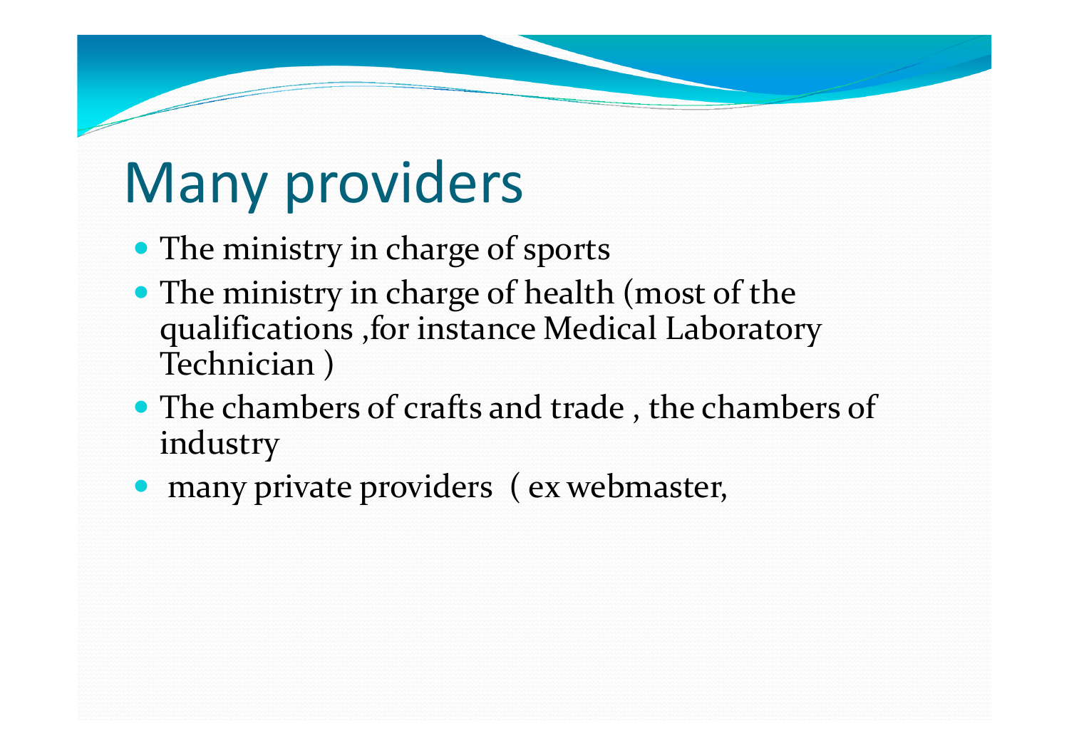# Many providers

- The ministry in charge of sports
- The ministry in charge of health (most of the qualifications ,for instance Medical Laboratory Technician )
- The chambers of crafts and trade , the chambers of industry
- many private providers ( ex webmaster,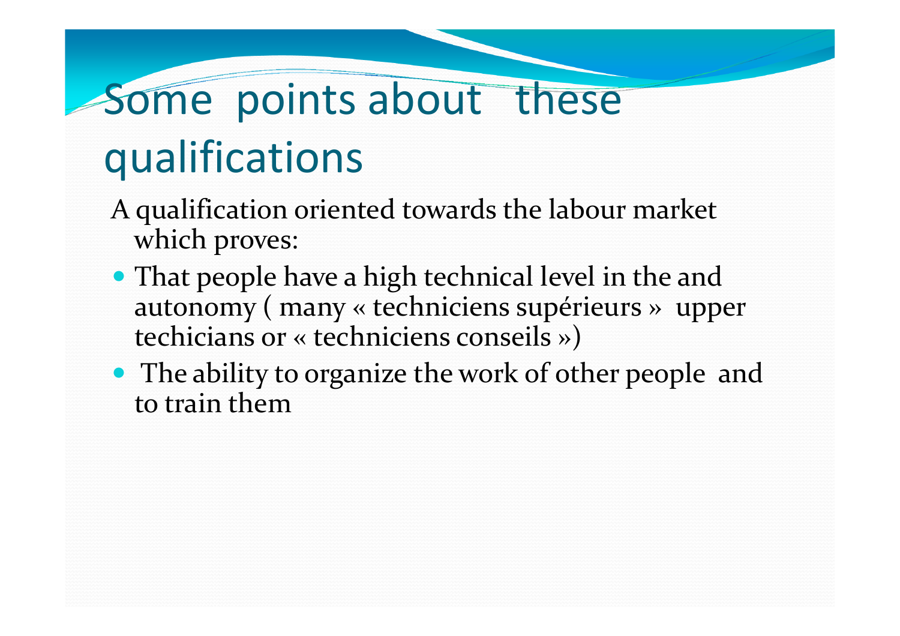# Some points about these qualifications

A qualification oriented towards the labour market which proves:

- That people have a high technical level in the and autonomy ( many « techniciens supérieurs » upper techicians or « techniciens conseils »)
- The ability to organize the work of other people and to train them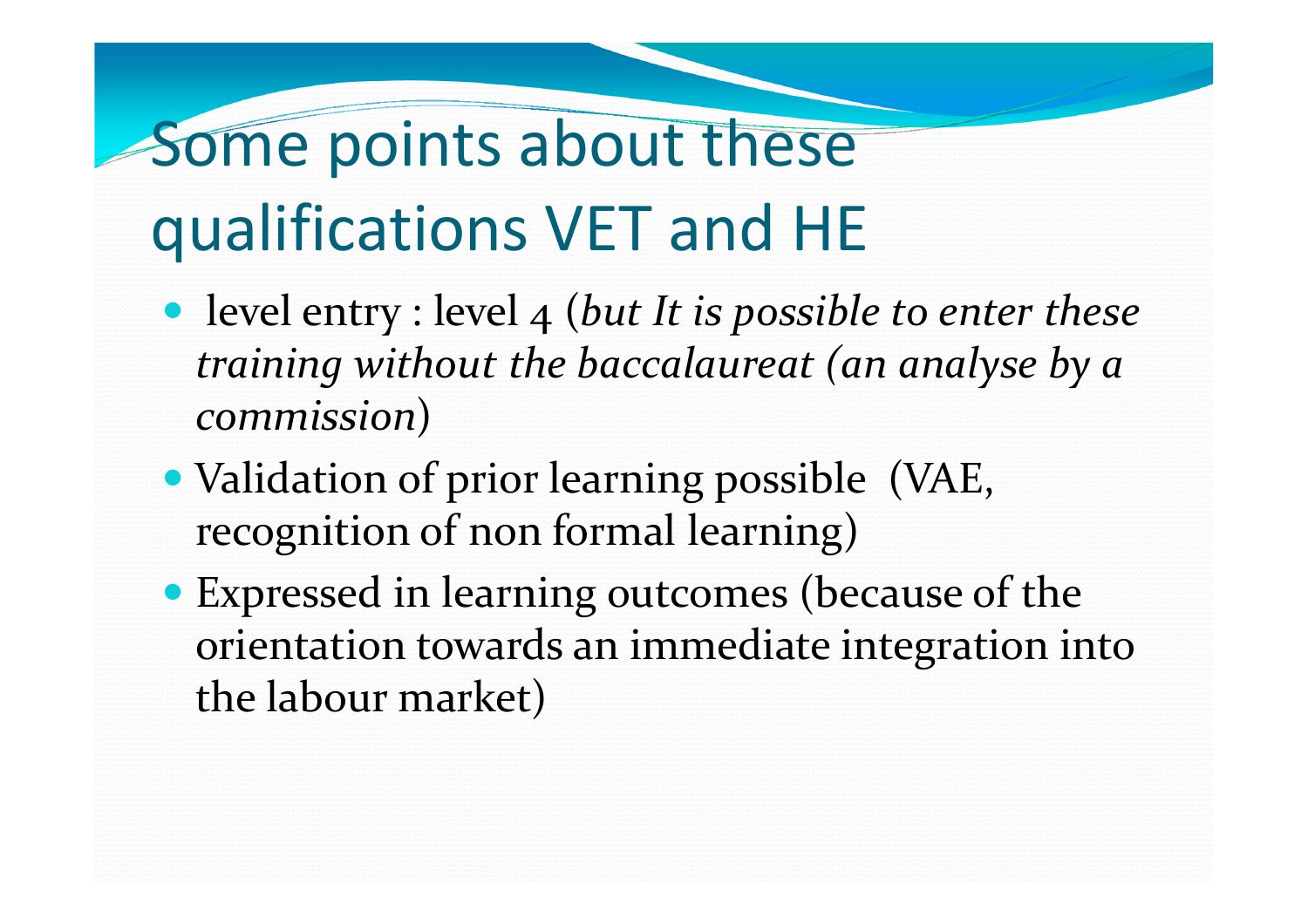# Some points about these qualifications VET and HE

- level entry : level 4 (*but It is possible to enter these training without the baccalaureat (an analyse by a commission*)
- Validation of prior learning possible (VAE, recognition of non formal learning)
- Expressed in learning outcomes (because of the orientation towards an immediate integration into the labour market)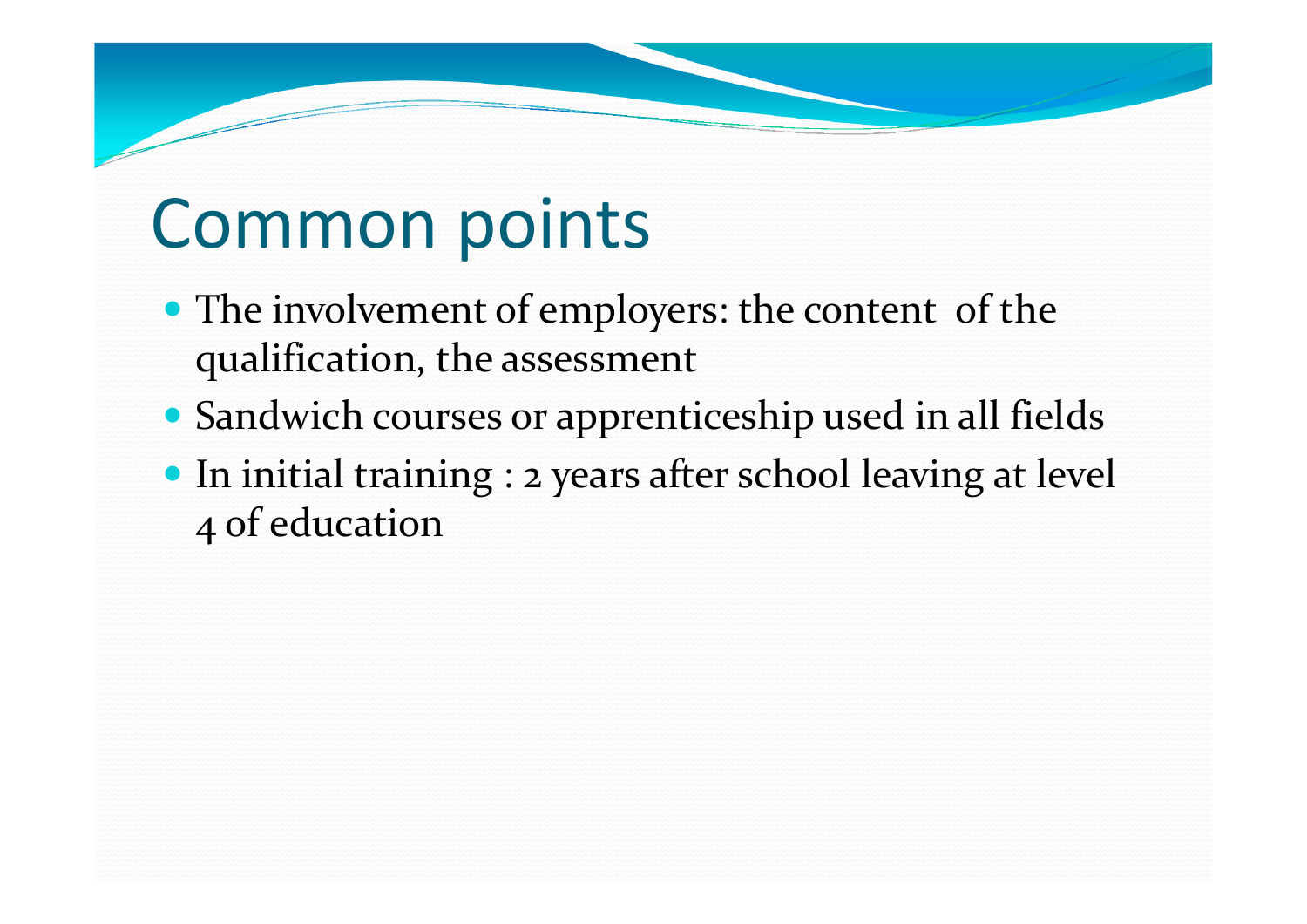# Common points

- The involvement of employers: the content of the qualification, the assessment
- Sandwich courses or apprenticeship used in all fields
- In initial training : 2 years after school leaving at level 4 of education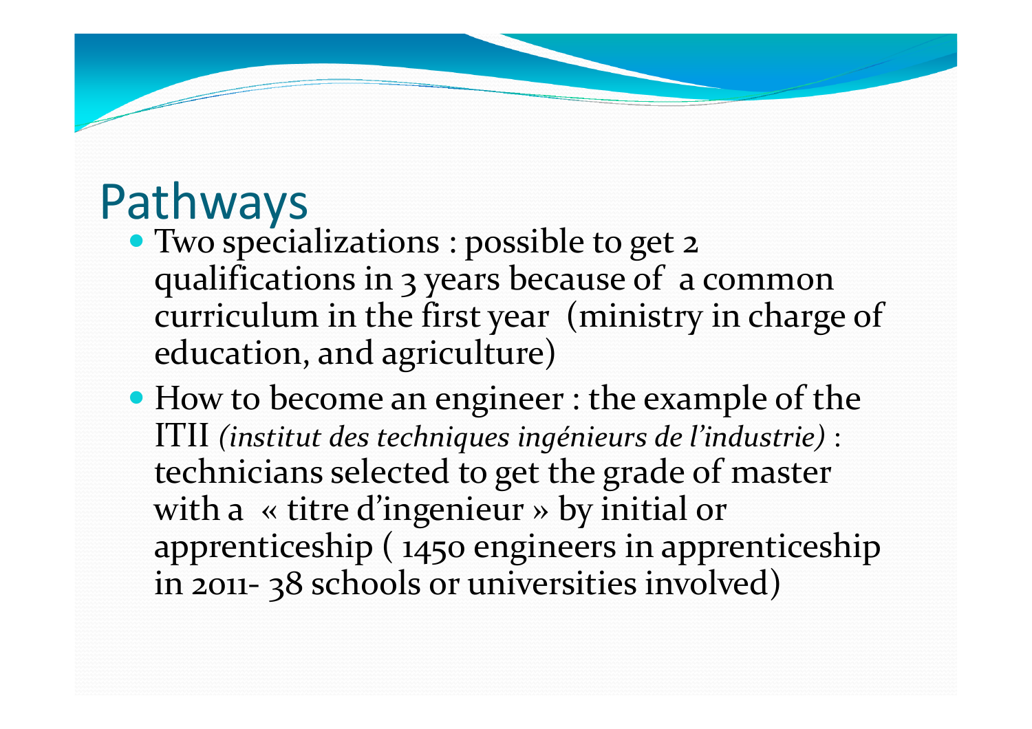# Pathways

- Two specializations : possible to get 2 qualifications in 3 years because of a common curriculum in the first year (ministry in charge of education, and agriculture)
- How to become an engineer : the example of the ITII *(institut des techniques ingénieurs de l'industrie)* : technicians selected to get the grade of master with a « titre d'ingenieur » by initial or apprenticeship ( 1450 engineers in apprenticeship in 2011- 38 schools or universities involved)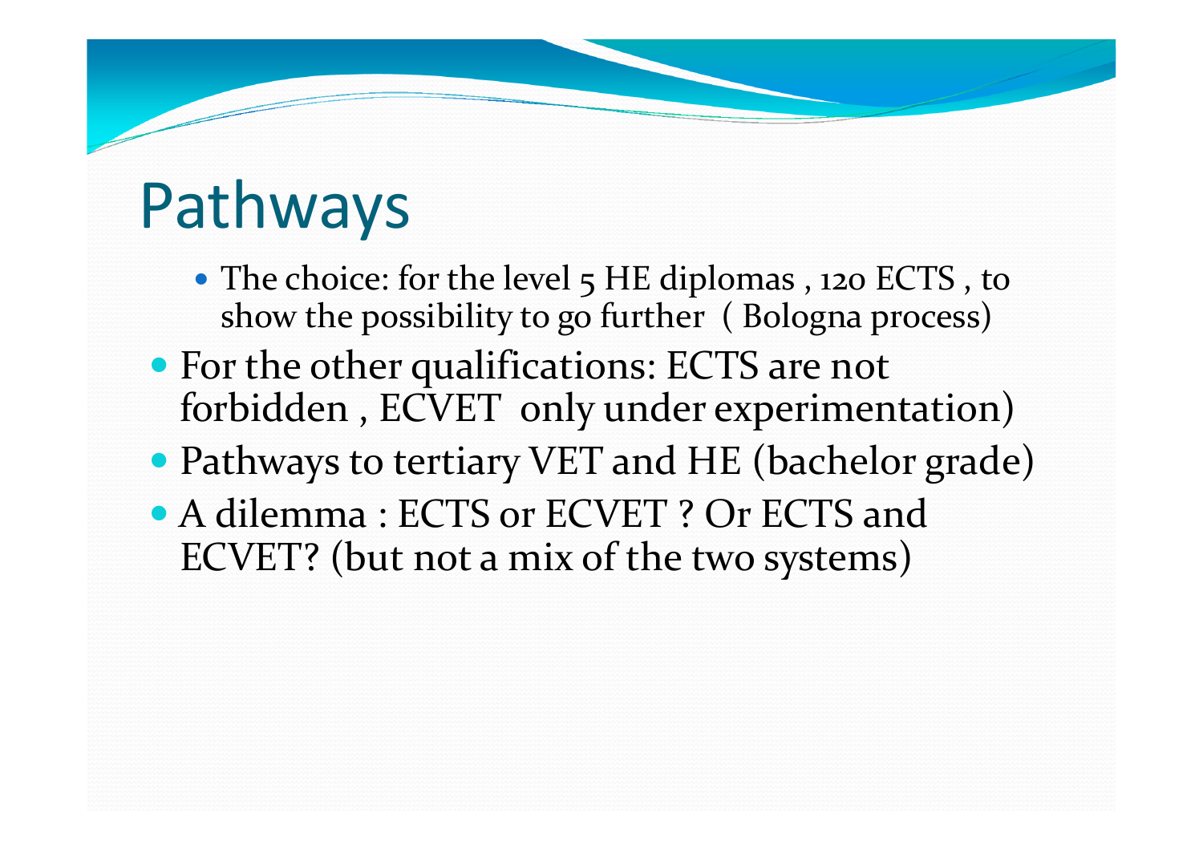# Pathways

  - The choice: for the level 5 HE diplomas , 120 ECTS , to show the possibility to go further ( Bologna process)
- For the other qualifications: ECTS are not forbidden , ECVET only under experimentation)
- Pathways to tertiary VET and HE (bachelor grade)
- A dilemma : ECTS or ECVET ? Or ECTS and ECVET? (but not a mix of the two systems)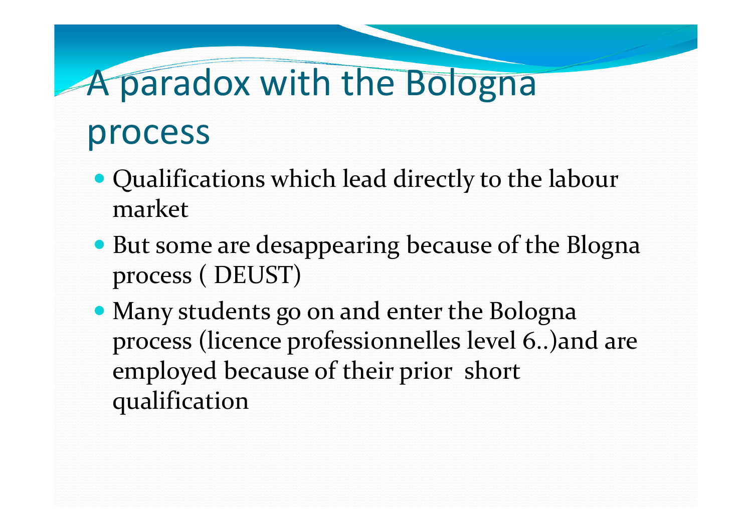# A paradox with the Bologna process

- Qualifications which lead directly to the labour market
- But some are desappearing because of the Blogna process ( DEUST)
- Many students go on and enter the Bologna process (licence professionnelles level 6..)and are employed because of their prior  short qualification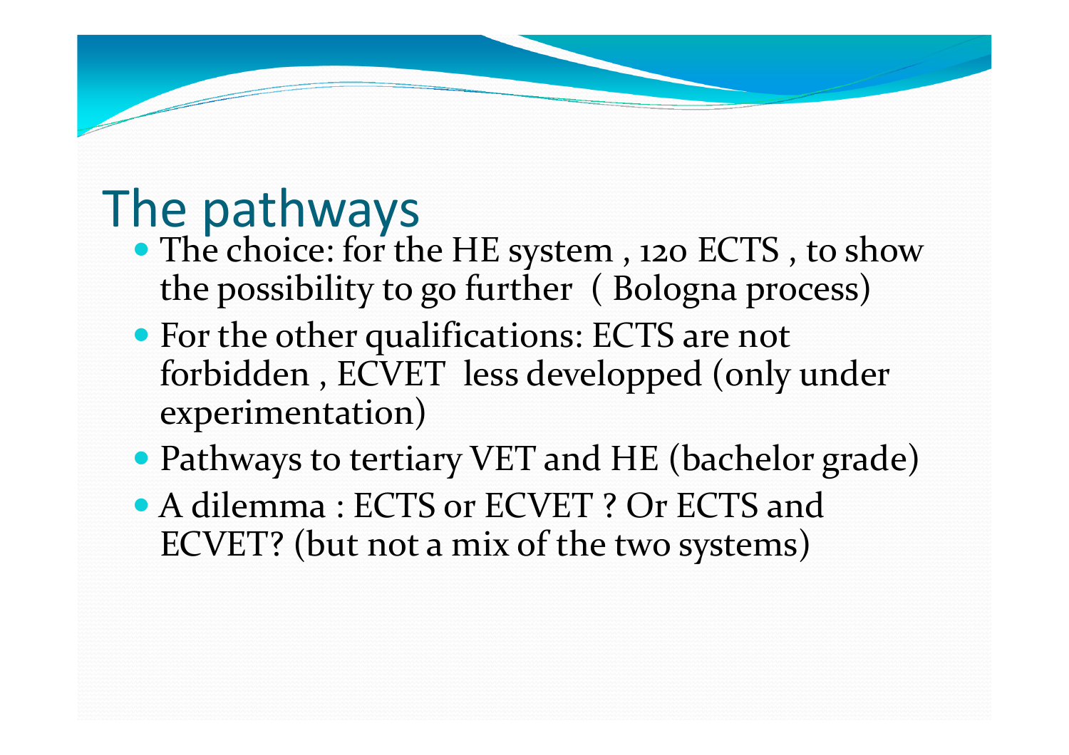# The pathways

- The choice: for the HE system , 120 ECTS , to show the possibility to go further ( Bologna process)
- For the other qualifications: ECTS are not forbidden , ECVET less developped (only under experimentation)
- Pathways to tertiary VET and HE (bachelor grade)
- A dilemma : ECTS or ECVET ? Or ECTS and ECVET? (but not a mix of the two systems)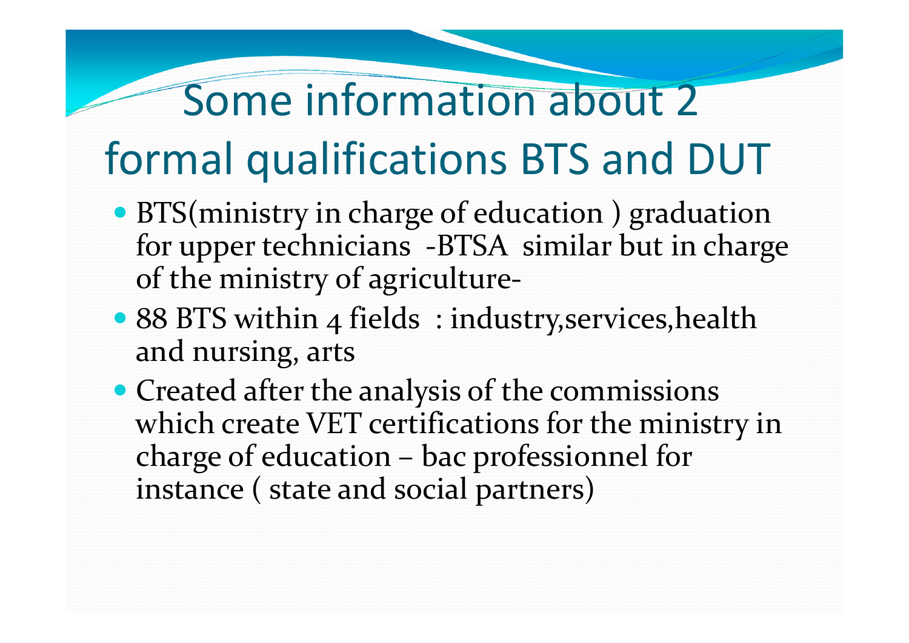# Some information about 2 formal qualifications BTS and DUT

- BTS(ministry in charge of education ) graduation for upper technicians -BTSA similar but in charge of the ministry of agriculture-
- 88 BTS within 4 fields : industry,services,health and nursing, arts
- Created after the analysis of the commissions which create VET certifications for the ministry in charge of education – bac professionnel for instance ( state and social partners)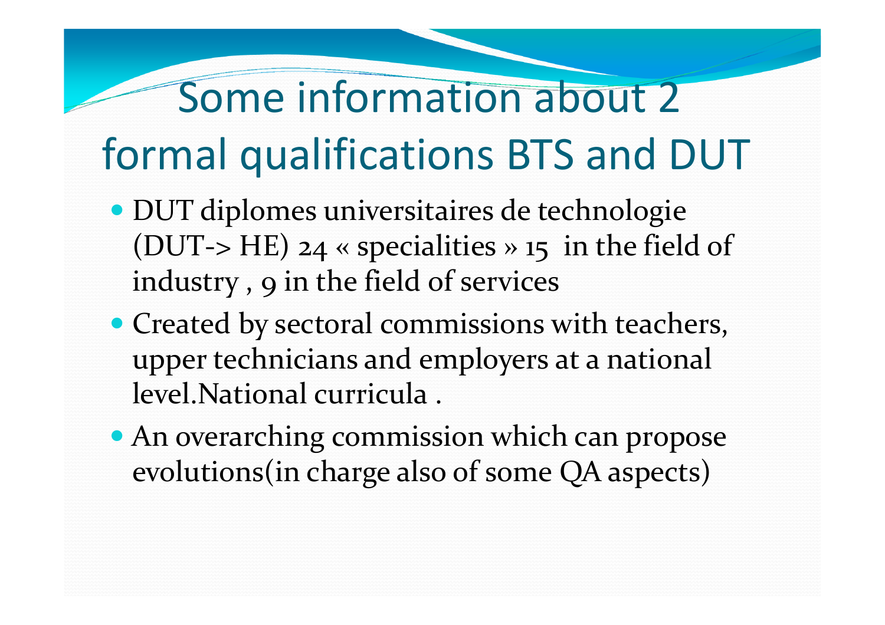# Some information about 2 formal qualifications BTS and DUT

- DUT diplomes universitaires de technologie (DUT-> HE) 24 « specialities » 15 in the field of industry , 9 in the field of services
- Created by sectoral commissions with teachers, upper technicians and employers at a national level.National curricula .
- An overarching commission which can propose evolutions(in charge also of some QA aspects)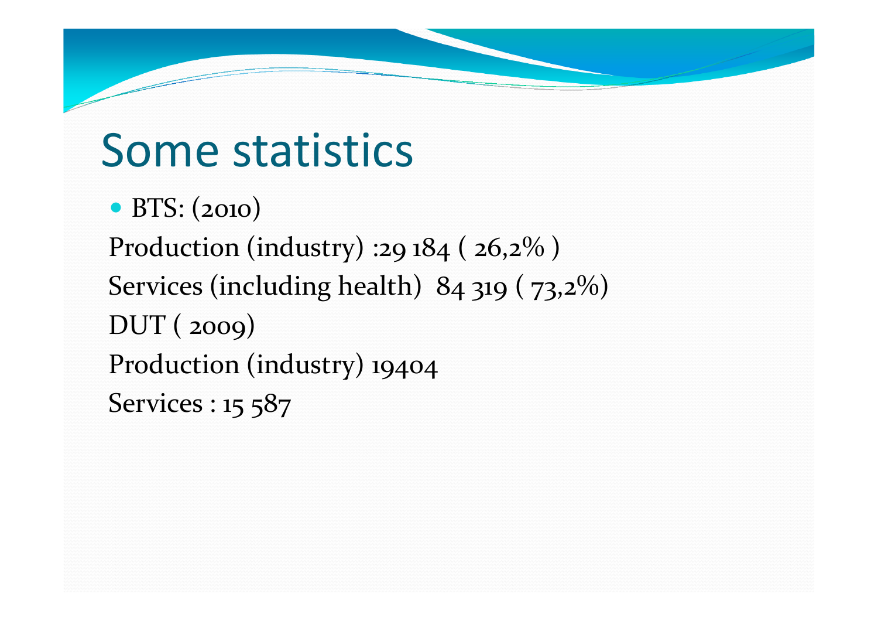# Some statistics

- BTS: (2010)

Production (industry) :29 184 ( 26,2% )

Services (including health)  84 319 ( 73,2%)

DUT ( 2009)

Production (industry) 19404

Services : 15 587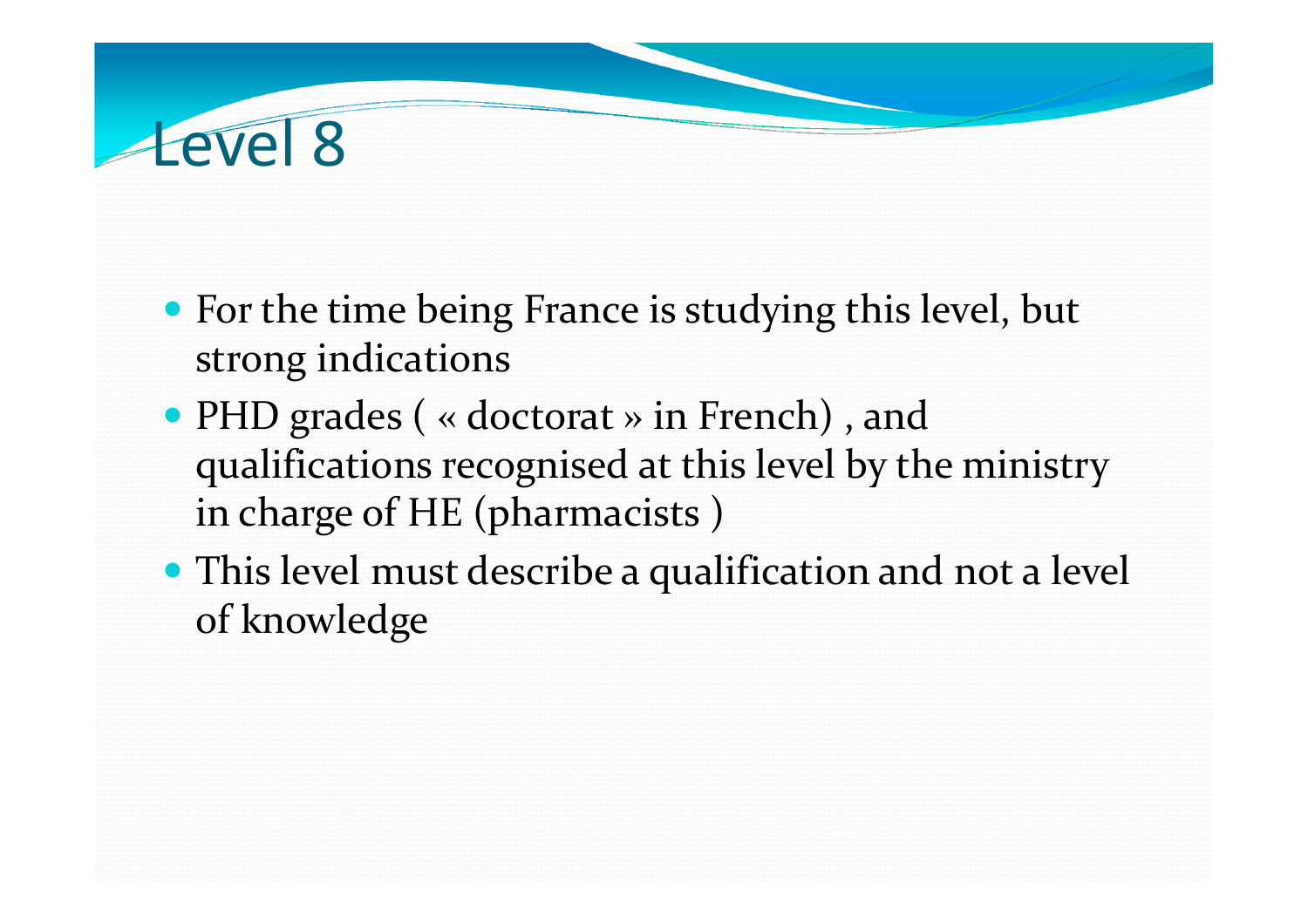# Level 8

- For the time being France is studying this level, but strong indications
- PHD grades ( « doctorat » in French) , and qualifications recognised at this level by the ministry in charge of HE (pharmacists )
- This level must describe a qualification and not a level of knowledge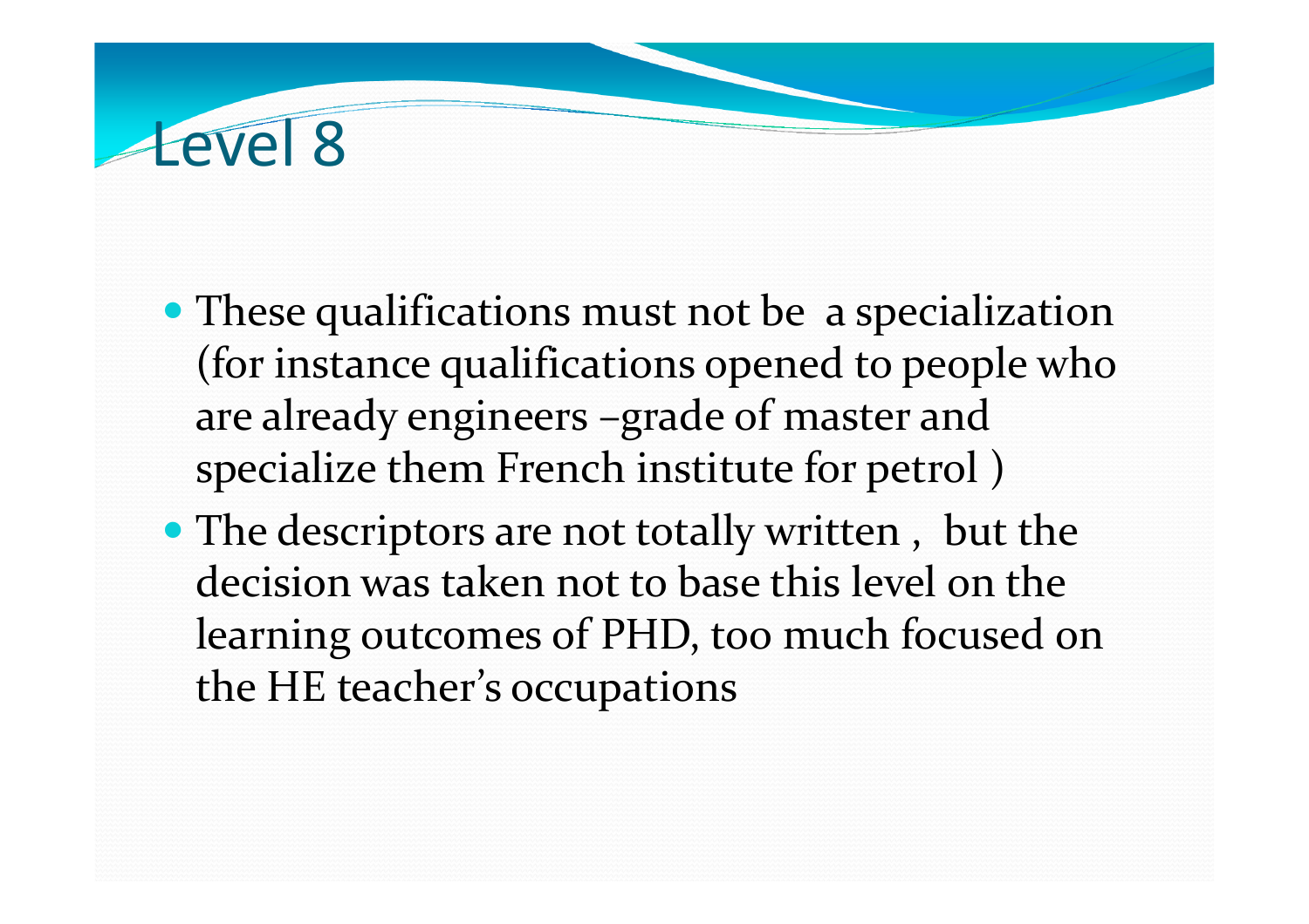# Level 8

- These qualifications must not be a specialization (for instance qualifications opened to people who are already engineers –grade of master and specialize them French institute for petrol )
- The descriptors are not totally written , but the decision was taken not to base this level on the learning outcomes of PHD, too much focused on the HE teacher's occupations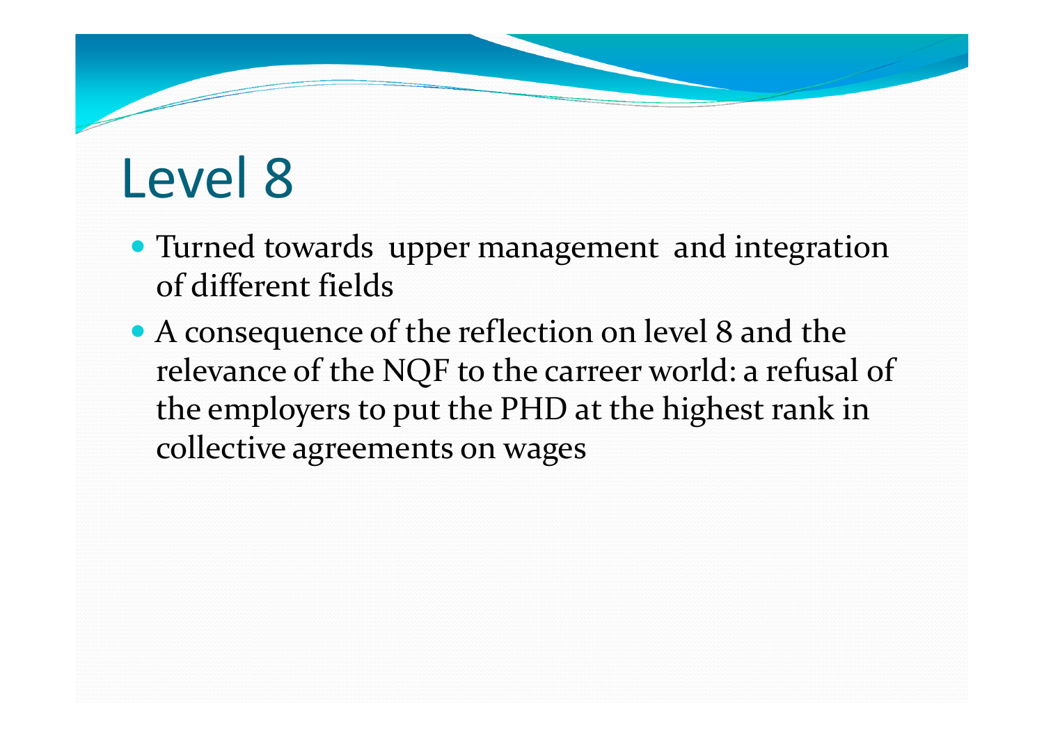# Level 8

- Turned towards upper management and integration of different fields
- A consequence of the reflection on level 8 and the relevance of the NQF to the carreer world: a refusal of the employers to put the PHD at the highest rank in collective agreements on wages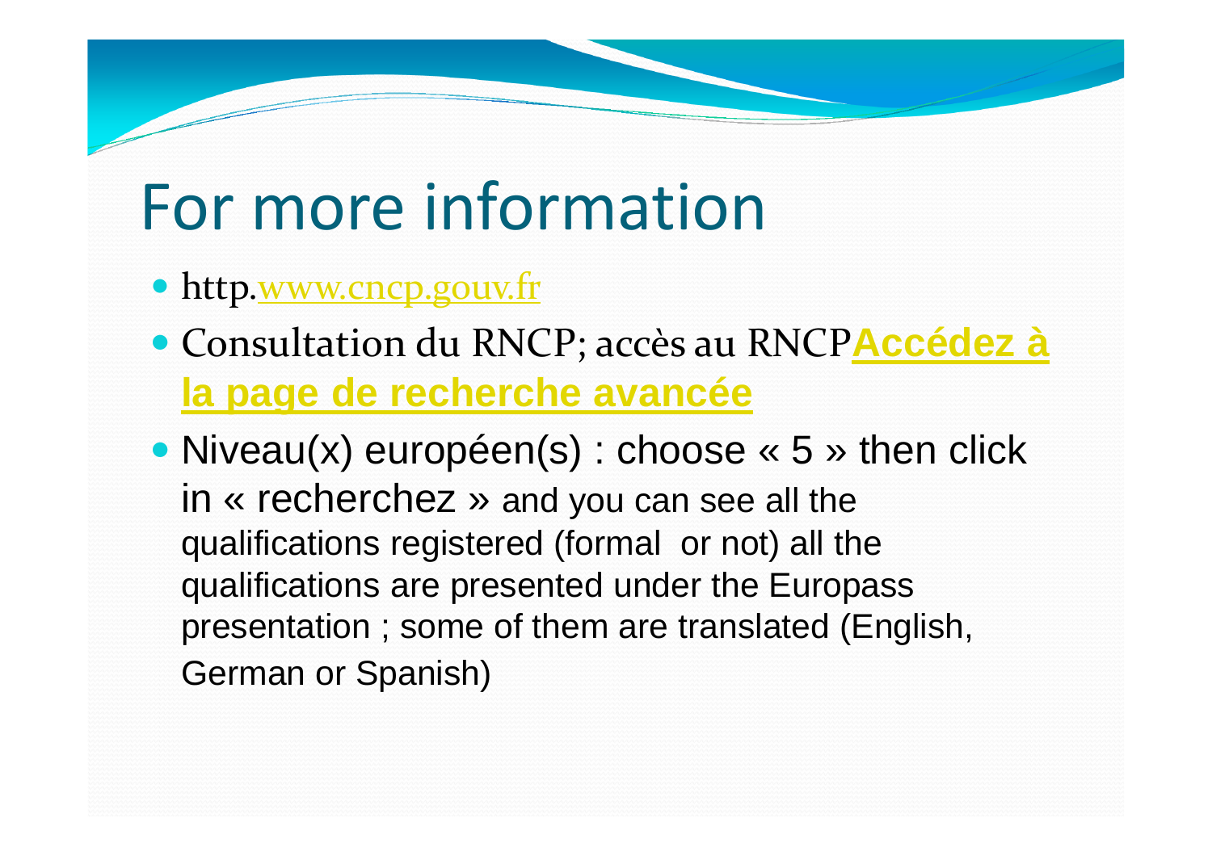# For more information

- http.www.cncp.gouv.fr
- Consultation du RNCP; accès au RNCP**Accédez à la page de recherche avancée**
- Niveau(x) européen(s) : choose « 5 » then click in « recherchez » and you can see all the qualifications registered (formal or not) all the qualifications are presented under the Europass presentation ; some of them are translated (English, German or Spanish)